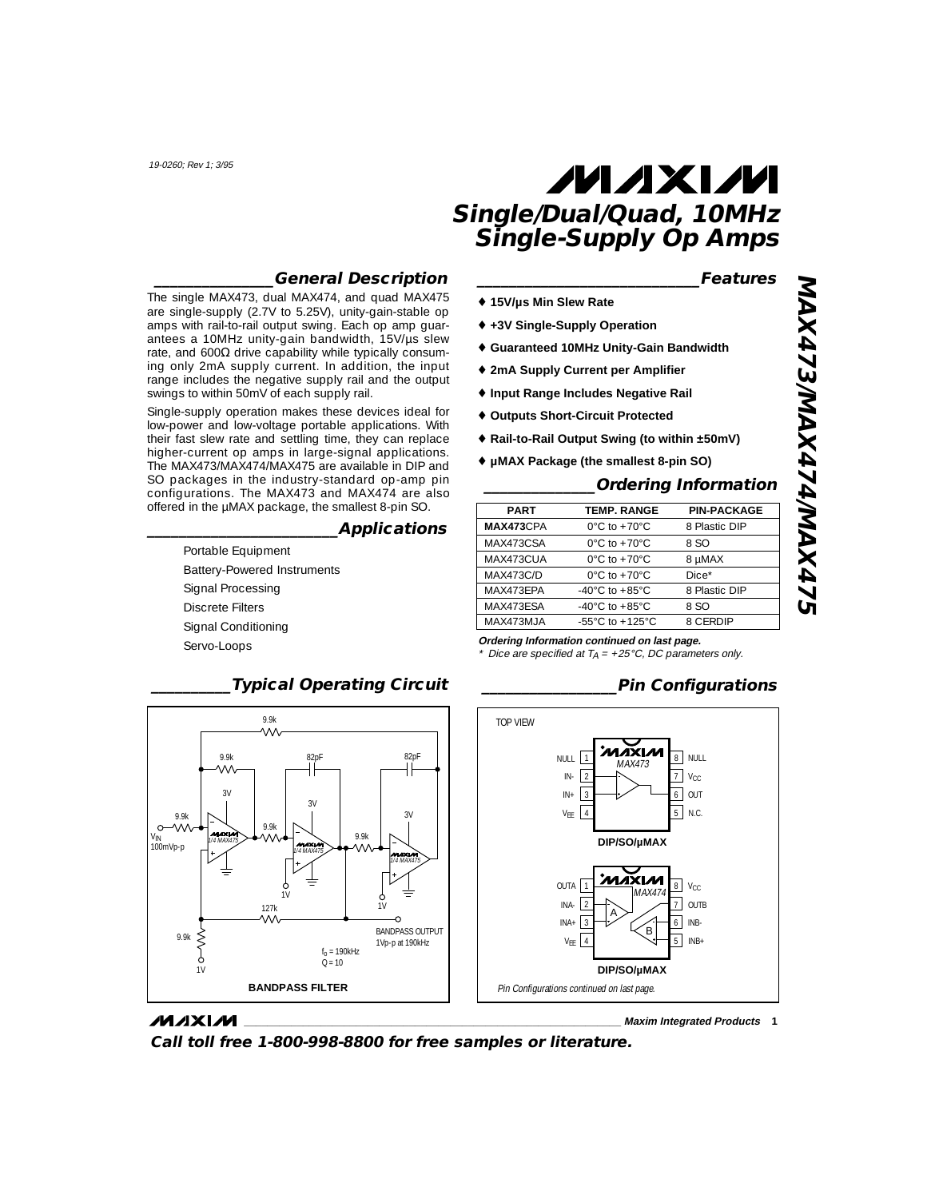19-0260; Rev 1; 3/95

# MAXIM

# Single/Dual/Quad, 10MHz Single-Supply Op Amps

# MAX473/MAX474/MAX475

## General Description

The single MAX473, dual MAX474, and quad MAX475 are single-supply (2.7V to 5.25V), unity-gain-stable op amps with rail-to-rail output swing. Each op amp guarantees a 10MHz unity-gain bandwidth, 15V/µs slew rate, and 600Ω drive capability while typically consuming only 2mA supply current. In addition, the input range includes the negative supply rail and the output swings to within 50mV of each supply rail.

Single-supply operation makes these devices ideal for low-power and low-voltage portable applications. With their fast slew rate and settling time, they can replace higher-current op amps in large-signal applications. The MAX473/MAX474/MAX475 are available in DIP and SO packages in the industry-standard op-amp pin configurations. The MAX473 and MAX474 are also offered in the µMAX package, the smallest 8-pin SO.

## Applications

- Portable Equipment
- Battery-Powered Instruments
- Signal Processing
- Discrete Filters
- Signal Conditioning
- Servo-Loops

## Features

- ♦ 15V/µs Min Slew Rate
- ♦ +3V Single-Supply Operation
- ♦ Guaranteed 10MHz Unity-Gain Bandwidth
- ♦ 2mA Supply Current per Amplifier
- ♦ Input Range Includes Negative Rail
- ♦ Outputs Short-Circuit Protected
- ♦ Rail-to-Rail Output Swing (to within ±50mV)
- ♦ µMAX Package (the smallest 8-pin SO)

## Ordering Information

| PART | TEMP. RANGE | PIN-PACKAGE |
|---|---|---|
| **MAX473**CPA | 0°C to +70°C | 8 Plastic DIP |
| MAX473CSA | 0°C to +70°C | 8 SO |
| MAX473CUA | 0°C to +70°C | 8 µMAX |
| MAX473C/D | 0°C to +70°C | Dice* |
| MAX473EPA | -40°C to +85°C | 8 Plastic DIP |
| MAX473ESA | -40°C to +85°C | 8 SO |
| MAX473MJA | -55°C to +125°C | 8 CERDIP |

**Ordering Information continued on last page.**

*\* Dice are specified at $T_A$ = +25°C, DC parameters only.*

## Typical Operating Circuit

BANDPASS FILTER

(Circuit: three 1/4 MAX475 amplifiers, 3V supply, 9.9k resistors, 82pF capacitors, 127k resistor, 1V bias; $V_{IN}$ 100mVp-p; BANDPASS OUTPUT 1Vp-p at 190kHz; $f_0$ = 190kHz, Q = 10)

## Pin Configurations

TOP VIEW

MAX473 (DIP/SO/µMAX): 1 NULL, 2 IN-, 3 IN+, 4 $V_{EE}$, 5 N.C., 6 OUT, 7 $V_{CC}$, 8 NULL

MAX474 (DIP/SO/µMAX): 1 OUTA, 2 INA-, 3 INA+, 4 $V_{EE}$, 5 INB+, 6 INB-, 7 OUTB, 8 $V_{CC}$

*Pin Configurations continued on last page.*

**Call toll free 1-800-998-8800 for free samples or literature.**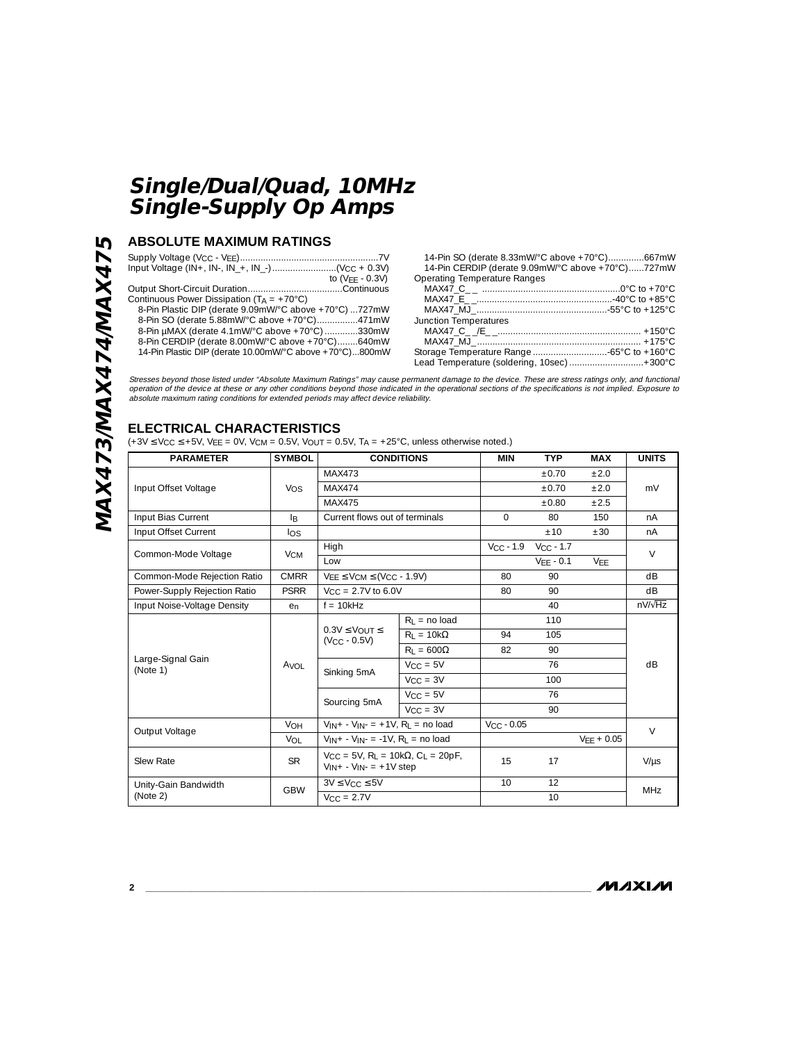# Single/Dual/Quad, 10MHz Single-Supply Op Amps

## ABSOLUTE MAXIMUM RATINGS

Supply Voltage ($V_{CC}$ - $V_{EE}$)......................................................7V
Input Voltage (IN+, IN-, IN_+, IN_-).........................($V_{CC}$ + 0.3V)
to ($V_{EE}$ - 0.3V)
Output Short-Circuit Duration.....................................Continuous
Continuous Power Dissipation ($T_A$ = +70°C)
8-Pin Plastic DIP (derate 9.09mW/°C above +70°C) ...727mW
8-Pin SO (derate 5.88mW/°C above +70°C)................471mW
8-Pin µMAX (derate 4.1mW/°C above +70°C).............330mW
8-Pin CERDIP (derate 8.00mW/°C above +70°C)........640mW
14-Pin Plastic DIP (derate 10.00mW/°C above +70°C)...800mW
14-Pin SO (derate 8.33mW/°C above +70°C)..............667mW
14-Pin CERDIP (derate 9.09mW/°C above +70°C)......727mW
Operating Temperature Ranges
MAX47_C_ _ ......................................................0°C to +70°C
MAX47_E_ _.....................................................-40°C to +85°C
MAX47_MJ_....................................................-55°C to +125°C
Junction Temperatures
MAX47_C_ _/E_ _........................................................ +150°C
MAX47_MJ_ ................................................................ +175°C
Storage Temperature Range .............................-65°C to +160°C
Lead Temperature (soldering, 10sec) .............................+300°C

*Stresses beyond those listed under "Absolute Maximum Ratings" may cause permanent damage to the device. These are stress ratings only, and functional operation of the device at these or any other conditions beyond those indicated in the operational sections of the specifications is not implied. Exposure to absolute maximum rating conditions for extended periods may affect device reliability.*

## ELECTRICAL CHARACTERISTICS

(+3V ≤ $V_{CC}$ ≤ +5V, $V_{EE}$ = 0V, $V_{CM}$ = 0.5V, $V_{OUT}$ = 0.5V, $T_A$ = +25°C, unless otherwise noted.)

| PARAMETER | SYMBOL | CONDITIONS | | MIN | TYP | MAX | UNITS |
|---|---|---|---|---|---|---|---|
| Input Offset Voltage | $V_{OS}$ | MAX473 | | | ±0.70 | ±2.0 | mV |
| | | MAX474 | | | ±0.70 | ±2.0 | |
| | | MAX475 | | | ±0.80 | ±2.5 | |
| Input Bias Current | $I_B$ | Current flows out of terminals | | 0 | 80 | 150 | nA |
| Input Offset Current | $I_{OS}$ | | | | ±10 | ±30 | nA |
| Common-Mode Voltage | $V_{CM}$ | High | | $V_{CC}$ - 1.9 | $V_{CC}$ - 1.7 | | V |
| | | Low | | | $V_{EE}$ - 0.1 | $V_{EE}$ | |
| Common-Mode Rejection Ratio | CMRR | $V_{EE}$ ≤ $V_{CM}$ ≤ ($V_{CC}$ - 1.9V) | | 80 | 90 | | dB |
| Power-Supply Rejection Ratio | PSRR | $V_{CC}$ = 2.7V to 6.0V | | 80 | 90 | | dB |
| Input Noise-Voltage Density | $e_n$ | f = 10kHz | | | 40 | | nV/√Hz |
| Large-Signal Gain (Note 1) | $A_{VOL}$ | 0.3V ≤ $V_{OUT}$ ≤ ($V_{CC}$ - 0.5V) | $R_L$ = no load | | 110 | | dB |
| | | | $R_L$ = 10kΩ | 94 | 105 | | |
| | | | $R_L$ = 600Ω | 82 | 90 | | |
| | | Sinking 5mA | $V_{CC}$ = 5V | | 76 | | |
| | | | $V_{CC}$ = 3V | | 100 | | |
| | | Sourcing 5mA | $V_{CC}$ = 5V | | 76 | | |
| | | | $V_{CC}$ = 3V | | 90 | | |
| Output Voltage | $V_{OH}$ | $V_{IN+}$ - $V_{IN-}$ = +1V, $R_L$ = no load | | $V_{CC}$ - 0.05 | | | V |
| | $V_{OL}$ | $V_{IN+}$ - $V_{IN-}$ = -1V, $R_L$ = no load | | | | $V_{EE}$ + 0.05 | |
| Slew Rate | SR | $V_{CC}$ = 5V, $R_L$ = 10kΩ, $C_L$ = 20pF, $V_{IN+}$ - $V_{IN-}$ = +1V step | | 15 | 17 | | V/µs |
| Unity-Gain Bandwidth (Note 2) | GBW | 3V ≤ $V_{CC}$ ≤ 5V | | 10 | 12 | | MHz |
| | | $V_{CC}$ = 2.7V | | | 10 | | |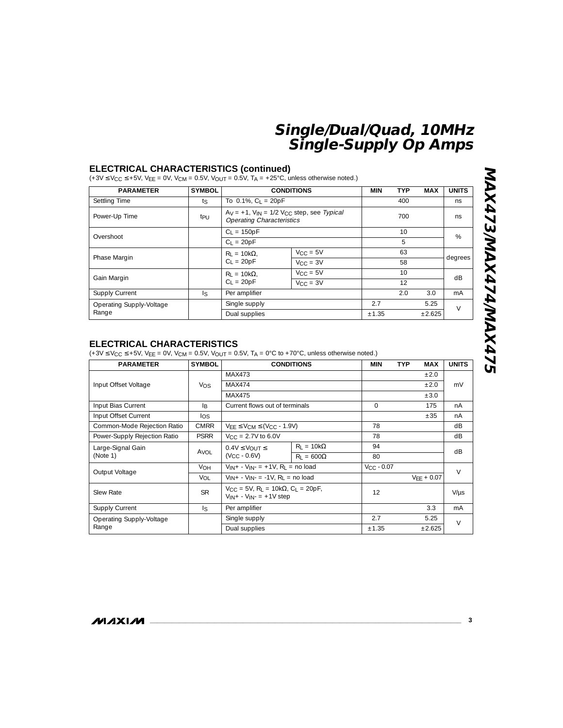## ELECTRICAL CHARACTERISTICS (continued)

($+3V \le V_{CC} \le +5V$, $V_{EE} = 0V$, $V_{CM} = 0.5V$, $V_{OUT} = 0.5V$, $T_A = +25°C$, unless otherwise noted.)

| PARAMETER | SYMBOL | CONDITIONS | | MIN | TYP | MAX | UNITS |
|---|---|---|---|---|---|---|---|
| Settling Time | $t_S$ | To 0.1%, $C_L = 20pF$ | | | 400 | | ns |
| Power-Up Time | $t_{PU}$ | $A_V = +1$, $V_{IN} = 1/2\ V_{CC}$ step, see *Typical Operating Characteristics* | | | 700 | | ns |
| Overshoot | | $C_L = 150pF$ | | | 10 | | % |
| | | $C_L = 20pF$ | | | 5 | | |
| Phase Margin | | $R_L = 10k\Omega$, $C_L = 20pF$ | $V_{CC} = 5V$ | | 63 | | degrees |
| | | | $V_{CC} = 3V$ | | 58 | | |
| Gain Margin | | $R_L = 10k\Omega$, $C_L = 20pF$ | $V_{CC} = 5V$ | | 10 | | dB |
| | | | $V_{CC} = 3V$ | | 12 | | |
| Supply Current | $I_S$ | Per amplifier | | | 2.0 | 3.0 | mA |
| Operating Supply-Voltage Range | | Single supply | | 2.7 | | 5.25 | V |
| | | Dual supplies | | ±1.35 | | ±2.625 | |

## ELECTRICAL CHARACTERISTICS

($+3V \le V_{CC} \le +5V$, $V_{EE} = 0V$, $V_{CM} = 0.5V$, $V_{OUT} = 0.5V$, $T_A = 0°C$ to $+70°C$, unless otherwise noted.)

| PARAMETER | SYMBOL | CONDITIONS | | MIN | TYP | MAX | UNITS |
|---|---|---|---|---|---|---|---|
| Input Offset Voltage | $V_{OS}$ | MAX473 | | | | ±2.0 | mV |
| | | MAX474 | | | | ±2.0 | |
| | | MAX475 | | | | ±3.0 | |
| Input Bias Current | $I_B$ | Current flows out of terminals | | 0 | | 175 | nA |
| Input Offset Current | $I_{OS}$ | | | | | ±35 | nA |
| Common-Mode Rejection Ratio | CMRR | $V_{EE} \le V_{CM} \le (V_{CC} - 1.9V)$ | | 78 | | | dB |
| Power-Supply Rejection Ratio | PSRR | $V_{CC} = 2.7V$ to $6.0V$ | | 78 | | | dB |
| Large-Signal Gain (Note 1) | $A_{VOL}$ | $0.4V \le V_{OUT} \le (V_{CC} - 0.6V)$ | $R_L = 10k\Omega$ | 94 | | | dB |
| | | | $R_L = 600\Omega$ | 80 | | | |
| Output Voltage | $V_{OH}$ | $V_{IN+} - V_{IN-} = +1V$, $R_L$ = no load | | $V_{CC} - 0.07$ | | | V |
| | $V_{OL}$ | $V_{IN+} - V_{IN-} = -1V$, $R_L$ = no load | | | | $V_{EE} + 0.07$ | |
| Slew Rate | SR | $V_{CC} = 5V$, $R_L = 10k\Omega$, $C_L = 20pF$, $V_{IN+} - V_{IN-} = +1V$ step | | 12 | | | V/µs |
| Supply Current | $I_S$ | Per amplifier | | | | 3.3 | mA |
| Operating Supply-Voltage Range | | Single supply | | 2.7 | | 5.25 | V |
| | | Dual supplies | | ±1.35 | | ±2.625 | |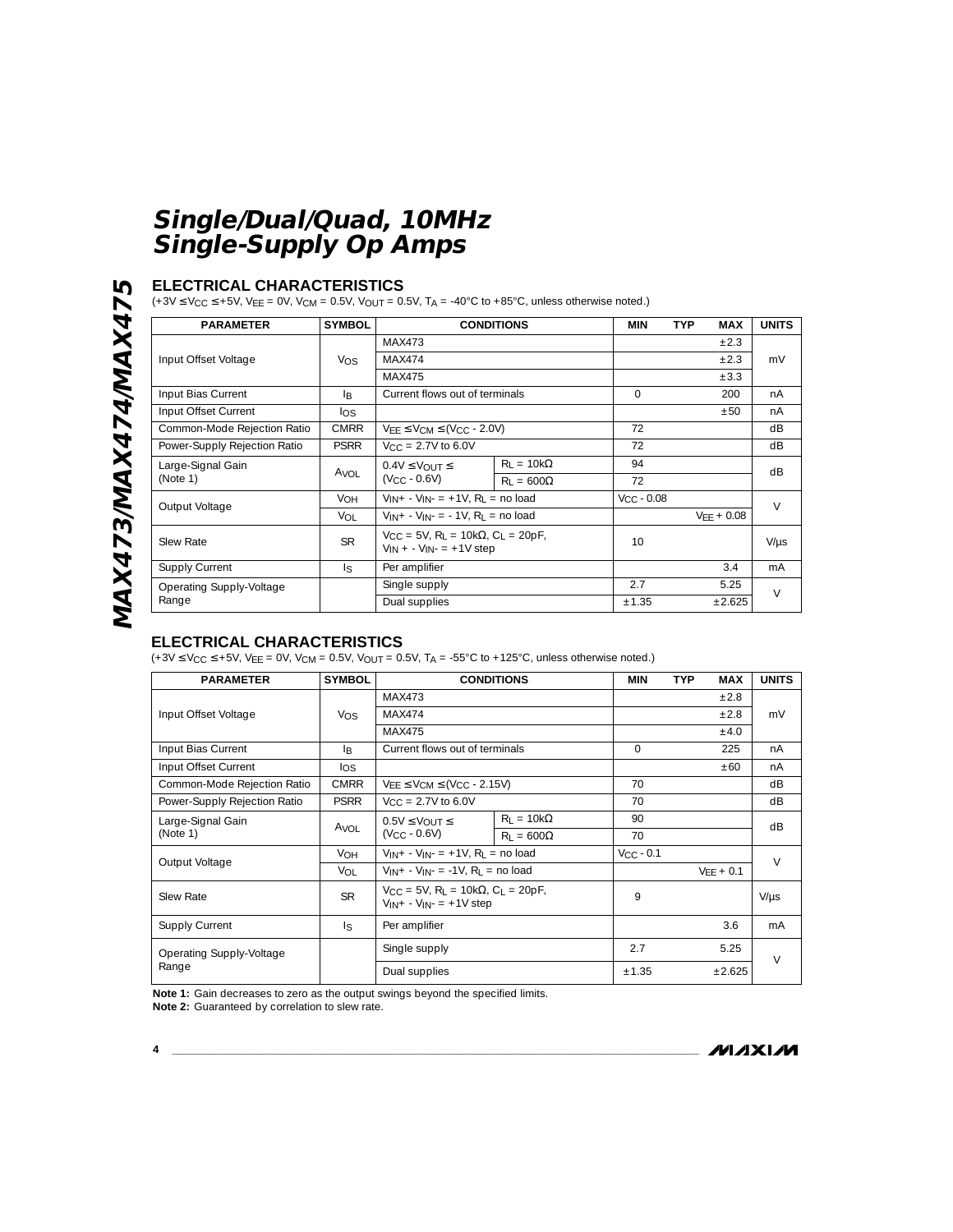## ELECTRICAL CHARACTERISTICS

($+3V \leq V_{CC} \leq +5V$, $V_{EE} = 0V$, $V_{CM} = 0.5V$, $V_{OUT} = 0.5V$, $T_A = -40°C$ to $+85°C$, unless otherwise noted.)

| PARAMETER | SYMBOL | CONDITIONS | | MIN | TYP | MAX | UNITS |
|---|---|---|---|---|---|---|---|
| Input Offset Voltage | $V_{OS}$ | MAX473 | | | | ±2.3 | mV |
| | | MAX474 | | | | ±2.3 | |
| | | MAX475 | | | | ±3.3 | |
| Input Bias Current | $I_B$ | Current flows out of terminals | | 0 | | 200 | nA |
| Input Offset Current | $I_{OS}$ | | | | | ±50 | nA |
| Common-Mode Rejection Ratio | CMRR | $V_{EE} \leq V_{CM} \leq (V_{CC} - 2.0V)$ | | 72 | | | dB |
| Power-Supply Rejection Ratio | PSRR | $V_{CC} = 2.7V$ to $6.0V$ | | 72 | | | dB |
| Large-Signal Gain (Note 1) | $A_{VOL}$ | $0.4V \leq V_{OUT} \leq (V_{CC} - 0.6V)$ | $R_L = 10k\Omega$ | 94 | | | dB |
| | | | $R_L = 600\Omega$ | 72 | | | |
| Output Voltage | $V_{OH}$ | $V_{IN+} - V_{IN-} = +1V$, $R_L$ = no load | | $V_{CC} - 0.08$ | | | V |
| | $V_{OL}$ | $V_{IN+} - V_{IN-} = -1V$, $R_L$ = no load | | | | $V_{EE} + 0.08$ | |
| Slew Rate | SR | $V_{CC} = 5V$, $R_L = 10k\Omega$, $C_L = 20pF$, $V_{IN+} - V_{IN-} = +1V$ step | | 10 | | | V/µs |
| Supply Current | $I_S$ | Per amplifier | | | | 3.4 | mA |
| Operating Supply-Voltage Range | | Single supply | | 2.7 | | 5.25 | V |
| | | Dual supplies | | ±1.35 | | ±2.625 | |

## ELECTRICAL CHARACTERISTICS

($+3V \leq V_{CC} \leq +5V$, $V_{EE} = 0V$, $V_{CM} = 0.5V$, $V_{OUT} = 0.5V$, $T_A = -55°C$ to $+125°C$, unless otherwise noted.)

| PARAMETER | SYMBOL | CONDITIONS | | MIN | TYP | MAX | UNITS |
|---|---|---|---|---|---|---|---|
| Input Offset Voltage | $V_{OS}$ | MAX473 | | | | ±2.8 | mV |
| | | MAX474 | | | | ±2.8 | |
| | | MAX475 | | | | ±4.0 | |
| Input Bias Current | $I_B$ | Current flows out of terminals | | 0 | | 225 | nA |
| Input Offset Current | $I_{OS}$ | | | | | ±60 | nA |
| Common-Mode Rejection Ratio | CMRR | $V_{EE} \leq V_{CM} \leq (V_{CC} - 2.15V)$ | | 70 | | | dB |
| Power-Supply Rejection Ratio | PSRR | $V_{CC} = 2.7V$ to $6.0V$ | | 70 | | | dB |
| Large-Signal Gain (Note 1) | $A_{VOL}$ | $0.5V \leq V_{OUT} \leq (V_{CC} - 0.6V)$ | $R_L = 10k\Omega$ | 90 | | | dB |
| | | | $R_L = 600\Omega$ | 70 | | | |
| Output Voltage | $V_{OH}$ | $V_{IN+} - V_{IN-} = +1V$, $R_L$ = no load | | $V_{CC} - 0.1$ | | | V |
| | $V_{OL}$ | $V_{IN+} - V_{IN-} = -1V$, $R_L$ = no load | | | | $V_{EE} + 0.1$ | |
| Slew Rate | SR | $V_{CC} = 5V$, $R_L = 10k\Omega$, $C_L = 20pF$, $V_{IN+} - V_{IN-} = +1V$ step | | 9 | | | V/µs |
| Supply Current | $I_S$ | Per amplifier | | | | 3.6 | mA |
| Operating Supply-Voltage Range | | Single supply | | 2.7 | | 5.25 | V |
| | | Dual supplies | | ±1.35 | | ±2.625 | |

**Note 1:** Gain decreases to zero as the output swings beyond the specified limits.
**Note 2:** Guaranteed by correlation to slew rate.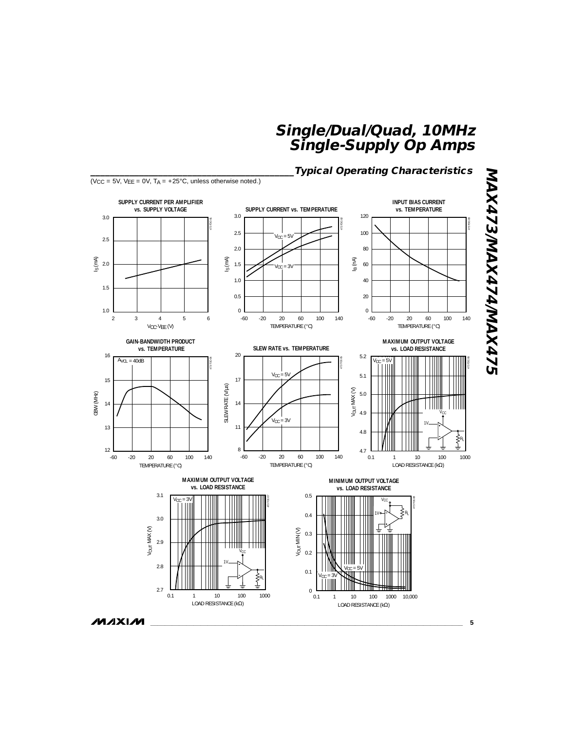## Typical Operating Characteristics

($V_{CC}$ = 5V, $V_{EE}$ = 0V, $T_A$ = +25°C, unless otherwise noted.)

**SUPPLY CURRENT PER AMPLIFIER vs. SUPPLY VOLTAGE**

**SUPPLY CURRENT vs. TEMPERATURE**

**INPUT BIAS CURRENT vs. TEMPERATURE**

**GAIN-BANDWIDTH PRODUCT vs. TEMPERATURE**

**SLEW RATE vs. TEMPERATURE**

**MAXIMUM OUTPUT VOLTAGE vs. LOAD RESISTANCE**

**MAXIMUM OUTPUT VOLTAGE vs. LOAD RESISTANCE**

**MINIMUM OUTPUT VOLTAGE vs. LOAD RESISTANCE**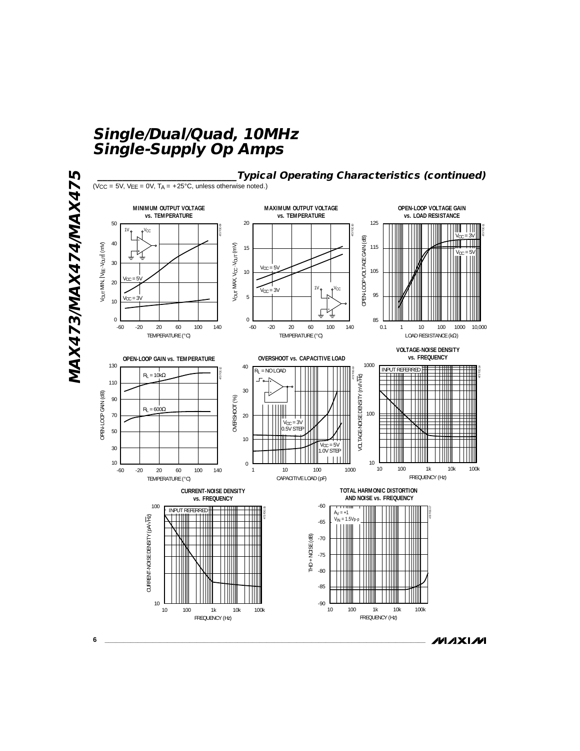## Typical Operating Characteristics (continued)

($V_{CC}$ = 5V, $V_{EE}$ = 0V, $T_A$ = +25°C, unless otherwise noted.)

**MINIMUM OUTPUT VOLTAGE vs. TEMPERATURE**

**MAXIMUM OUTPUT VOLTAGE vs. TEMPERATURE**

**OPEN-LOOP VOLTAGE GAIN vs. LOAD RESISTANCE**

**OPEN-LOOP GAIN vs. TEMPERATURE**

**OVERSHOOT vs. CAPACITIVE LOAD**

**VOLTAGE-NOISE DENSITY vs. FREQUENCY**

**CURRENT-NOISE DENSITY vs. FREQUENCY**

**TOTAL HARMONIC DISTORTION AND NOISE vs. FREQUENCY**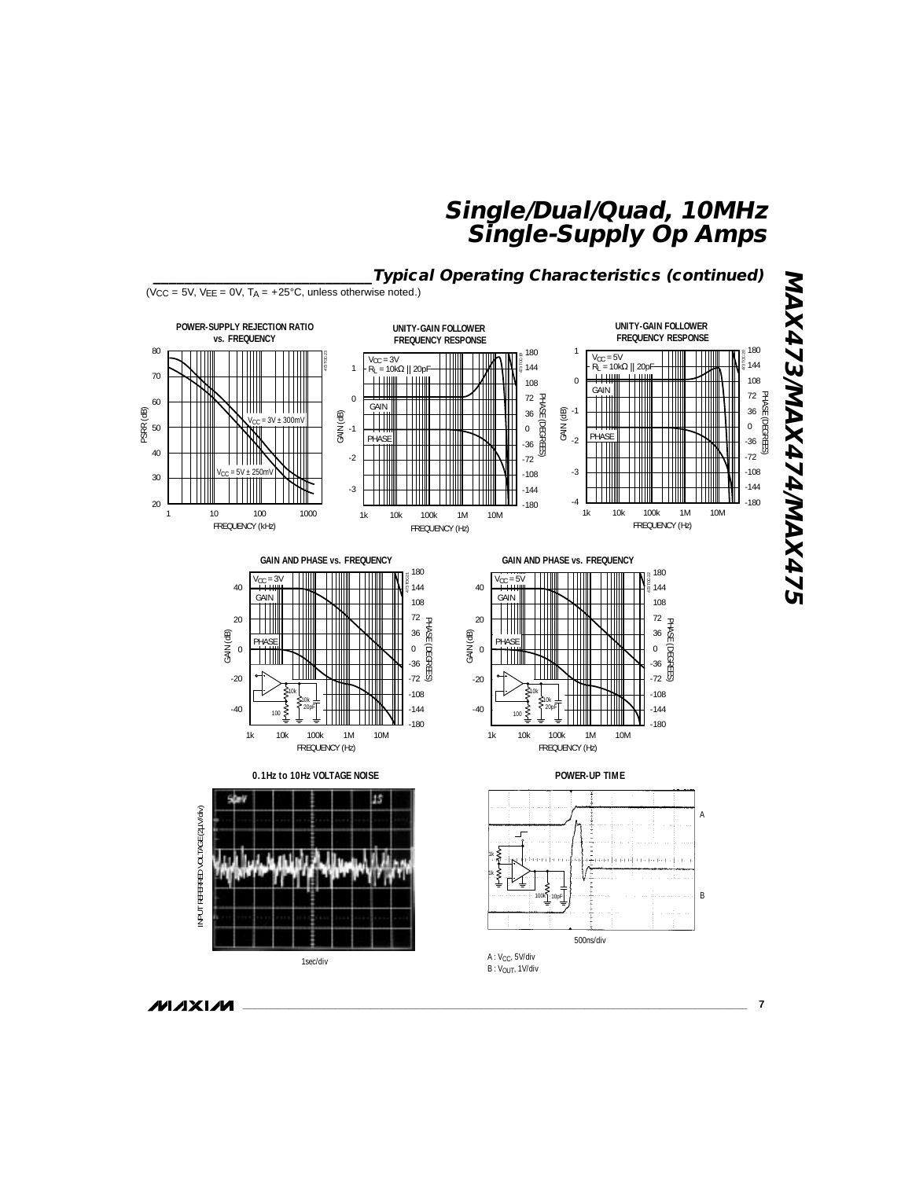## Typical Operating Characteristics (continued)

($V_{CC}$ = 5V, $V_{EE}$ = 0V, $T_A$ = +25°C, unless otherwise noted.)

**POWER-SUPPLY REJECTION RATIO vs. FREQUENCY**

PSRR (dB) vs. FREQUENCY (kHz); $V_{CC}$ = 3V ± 300mV; $V_{CC}$ = 5V ± 250mV

**UNITY-GAIN FOLLOWER FREQUENCY RESPONSE**

$V_{CC}$ = 3V, $R_L$ = 10kΩ || 20pF; GAIN (dB), PHASE (DEGREES) vs. FREQUENCY (Hz)

**UNITY-GAIN FOLLOWER FREQUENCY RESPONSE**

$V_{CC}$ = 5V, $R_L$ = 10kΩ || 20pF; GAIN (dB), PHASE (DEGREES) vs. FREQUENCY (Hz)

**GAIN AND PHASE vs. FREQUENCY**

$V_{CC}$ = 3V; GAIN (dB), PHASE (DEGREES) vs. FREQUENCY (Hz)

**GAIN AND PHASE vs. FREQUENCY**

$V_{CC}$ = 5V; GAIN (dB), PHASE (DEGREES) vs. FREQUENCY (Hz)

**0.1Hz to 10Hz VOLTAGE NOISE**

INPUT REFERRED VOLTAGE (2µV/div)

1sec/div

**POWER-UP TIME**

500ns/div

A : $V_{CC}$, 5V/div
B : $V_{OUT}$, 1V/div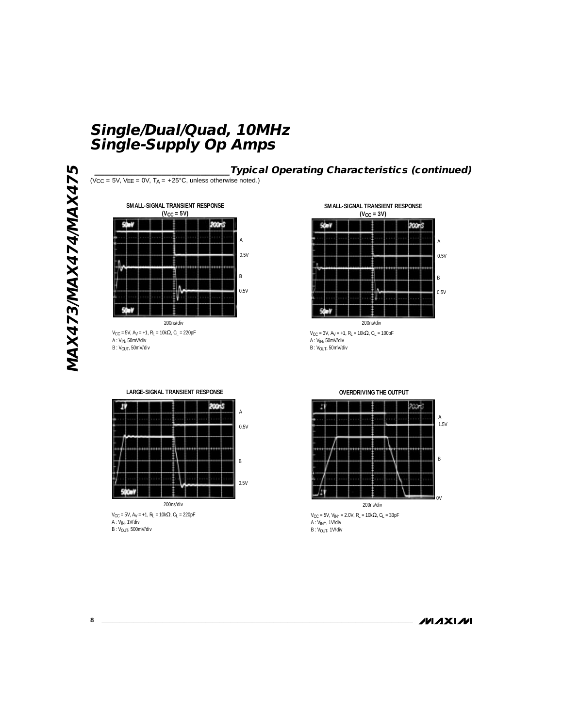## Typical Operating Characteristics (continued)

($V_{CC}$ = 5V, $V_{EE}$ = 0V, $T_A$ = +25°C, unless otherwise noted.)

**SMALL-SIGNAL TRANSIENT RESPONSE ($V_{CC}$ = 5V)**

A 0.5V
B 0.5V

200ns/div

$V_{CC}$ = 5V, $A_V$ = +1, $R_L$ = 10kΩ, $C_L$ = 220pF
A : $V_{IN}$, 50mV/div
B : $V_{OUT}$, 50mV/div

**SMALL-SIGNAL TRANSIENT RESPONSE ($V_{CC}$ = 3V)**

A 0.5V
B 0.5V

200ns/div

$V_{CC}$ = 3V, $A_V$ = +1, $R_L$ = 10kΩ, $C_L$ = 100pF
A : $V_{IN}$, 50mV/div
B : $V_{OUT}$, 50mV/div

**LARGE-SIGNAL TRANSIENT RESPONSE**

A 0.5V
B 0.5V

200ns/div

$V_{CC}$ = 5V, $A_V$ = +1, $R_L$ = 10kΩ, $C_L$ = 220pF
A : $V_{IN}$, 1V/div
B : $V_{OUT}$, 500mV/div

**OVERDRIVING THE OUTPUT**

A 1.5V
B
0V

200ns/div

$V_{CC}$ = 5V, $V_{IN^-}$ = 2.0V, $R_L$ = 10kΩ, $C_L$ = 33pF
A : $V_{IN}$+, 1V/div
B : $V_{OUT}$, 1V/div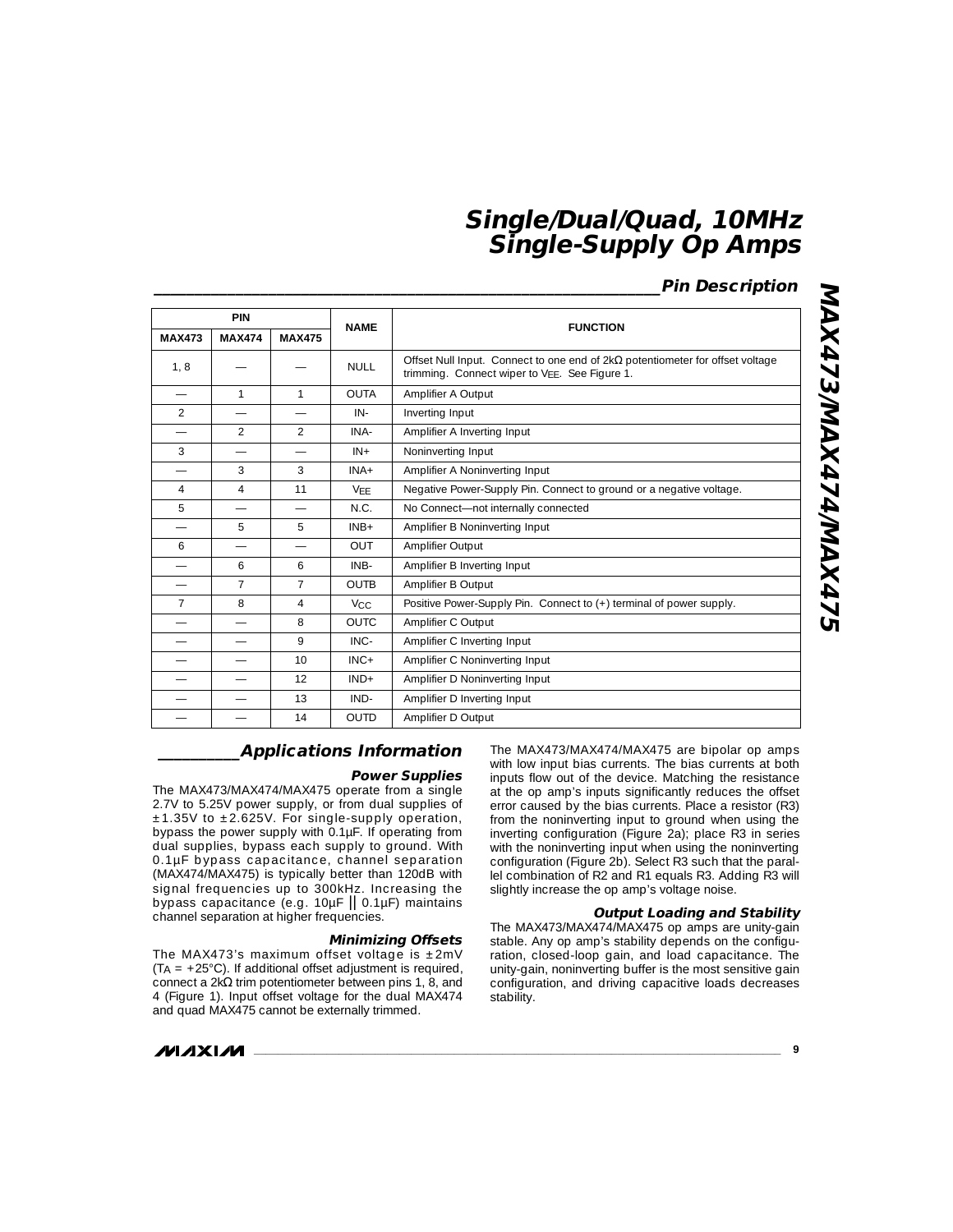## Pin Description

| PIN | | | NAME | FUNCTION |
|---|---|---|---|---|
| MAX473 | MAX474 | MAX475 | | |
| 1, 8 | — | — | NULL | Offset Null Input. Connect to one end of 2kΩ potentiometer for offset voltage trimming. Connect wiper to $V_{EE}$. See Figure 1. |
| — | 1 | 1 | OUTA | Amplifier A Output |
| 2 | — | — | IN- | Inverting Input |
| — | 2 | 2 | INA- | Amplifier A Inverting Input |
| 3 | — | — | IN+ | Noninverting Input |
| — | 3 | 3 | INA+ | Amplifier A Noninverting Input |
| 4 | 4 | 11 | $V_{EE}$ | Negative Power-Supply Pin. Connect to ground or a negative voltage. |
| 5 | — | — | N.C. | No Connect—not internally connected |
| — | 5 | 5 | INB+ | Amplifier B Noninverting Input |
| 6 | — | — | OUT | Amplifier Output |
| — | 6 | 6 | INB- | Amplifier B Inverting Input |
| — | 7 | 7 | OUTB | Amplifier B Output |
| 7 | 8 | 4 | $V_{CC}$ | Positive Power-Supply Pin. Connect to (+) terminal of power supply. |
| — | — | 8 | OUTC | Amplifier C Output |
| — | — | 9 | INC- | Amplifier C Inverting Input |
| — | — | 10 | INC+ | Amplifier C Noninverting Input |
| — | — | 12 | IND+ | Amplifier D Noninverting Input |
| — | — | 13 | IND- | Amplifier D Inverting Input |
| — | — | 14 | OUTD | Amplifier D Output |

## Applications Information

### Power Supplies

The MAX473/MAX474/MAX475 operate from a single 2.7V to 5.25V power supply, or from dual supplies of ±1.35V to ±2.625V. For single-supply operation, bypass the power supply with 0.1µF. If operating from dual supplies, bypass each supply to ground. With 0.1µF bypass capacitance, channel separation (MAX474/MAX475) is typically better than 120dB with signal frequencies up to 300kHz. Increasing the bypass capacitance (e.g. 10µF || 0.1µF) maintains channel separation at higher frequencies.

### Minimizing Offsets

The MAX473's maximum offset voltage is ±2mV ($T_A$ = +25°C). If additional offset adjustment is required, connect a 2kΩ trim potentiometer between pins 1, 8, and 4 (Figure 1). Input offset voltage for the dual MAX474 and quad MAX475 cannot be externally trimmed.

The MAX473/MAX474/MAX475 are bipolar op amps with low input bias currents. The bias currents at both inputs flow out of the device. Matching the resistance at the op amp's inputs significantly reduces the offset error caused by the bias currents. Place a resistor (R3) from the noninverting input to ground when using the inverting configuration (Figure 2a); place R3 in series with the noninverting input when using the noninverting configuration (Figure 2b). Select R3 such that the parallel combination of R2 and R1 equals R3. Adding R3 will slightly increase the op amp's voltage noise.

### Output Loading and Stability

The MAX473/MAX474/MAX475 op amps are unity-gain stable. Any op amp's stability depends on the configuration, closed-loop gain, and load capacitance. The unity-gain, noninverting buffer is the most sensitive gain configuration, and driving capacitive loads decreases stability.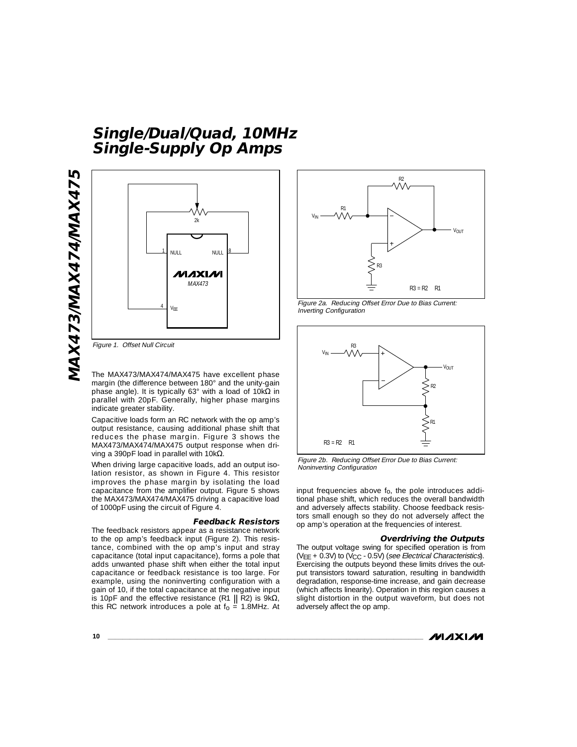Figure 1. Offset Null Circuit

The MAX473/MAX474/MAX475 have excellent phase margin (the difference between 180° and the unity-gain phase angle). It is typically 63° with a load of 10kΩ in parallel with 20pF. Generally, higher phase margins indicate greater stability.

Capacitive loads form an RC network with the op amp's output resistance, causing additional phase shift that reduces the phase margin. Figure 3 shows the MAX473/MAX474/MAX475 output response when driving a 390pF load in parallel with 10kΩ.

When driving large capacitive loads, add an output isolation resistor, as shown in Figure 4. This resistor improves the phase margin by isolating the load capacitance from the amplifier output. Figure 5 shows the MAX473/MAX474/MAX475 driving a capacitive load of 1000pF using the circuit of Figure 4.

### Feedback Resistors

The feedback resistors appear as a resistance network to the op amp's feedback input (Figure 2). This resistance, combined with the op amp's input and stray capacitance (total input capacitance), forms a pole that adds unwanted phase shift when either the total input capacitance or feedback resistance is too large. For example, using the noninverting configuration with a gain of 10, if the total capacitance at the negative input is 10pF and the effective resistance (R1 || R2) is 9kΩ, this RC network introduces a pole at $f_O$ = 1.8MHz. At input frequencies above $f_O$, the pole introduces additional phase shift, which reduces the overall bandwidth and adversely affects stability. Choose feedback resistors small enough so they do not adversely affect the op amp's operation at the frequencies of interest.

Figure 2a. Reducing Offset Error Due to Bias Current: Inverting Configuration

Figure 2b. Reducing Offset Error Due to Bias Current: Noninverting Configuration

### Overdriving the Outputs

The output voltage swing for specified operation is from ($V_{EE}$ + 0.3V) to ($V_{CC}$ - 0.5V) (*see Electrical Characteristics*). Exercising the outputs beyond these limits drives the output transistors toward saturation, resulting in bandwidth degradation, response-time increase, and gain decrease (which affects linearity). Operation in this region causes a slight distortion in the output waveform, but does not adversely affect the op amp.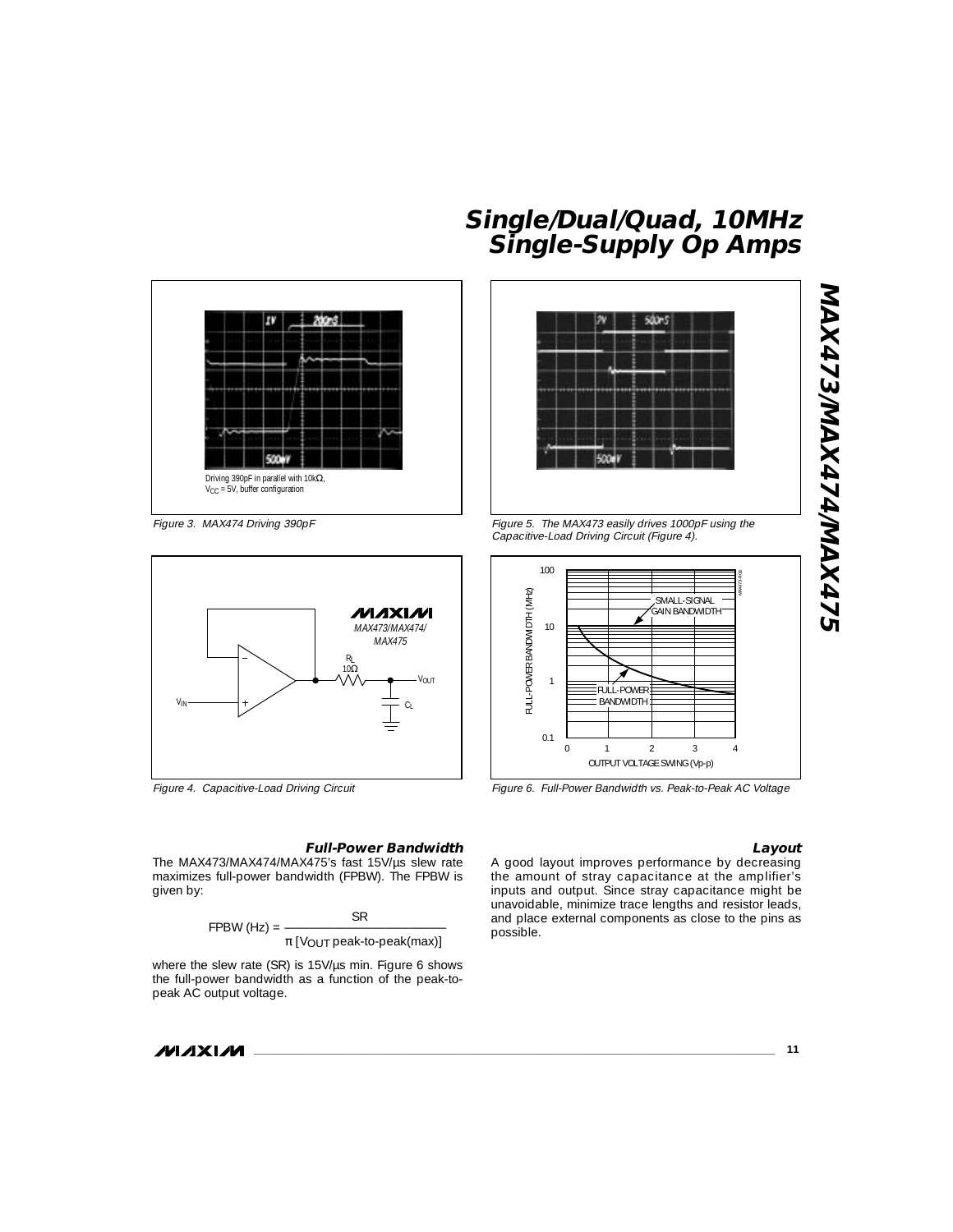Driving 390pF in parallel with 10kΩ, $V_{CC}$ = 5V, buffer configuration

*Figure 3. MAX474 Driving 390pF*

*Figure 4. Capacitive-Load Driving Circuit*

*Figure 5. The MAX473 easily drives 1000pF using the Capacitive-Load Driving Circuit (Figure 4).*

*Figure 6. Full-Power Bandwidth vs. Peak-to-Peak AC Voltage*

### Full-Power Bandwidth

The MAX473/MAX474/MAX475's fast 15V/µs slew rate maximizes full-power bandwidth (FPBW). The FPBW is given by:

$$\text{FPBW (Hz)} = \frac{\text{SR}}{\pi\,[V_{OUT}\ \text{peak-to-peak(max)}]}$$

where the slew rate (SR) is 15V/µs min. Figure 6 shows the full-power bandwidth as a function of the peak-to-peak AC output voltage.

### Layout

A good layout improves performance by decreasing the amount of stray capacitance at the amplifier's inputs and output. Since stray capacitance might be unavoidable, minimize trace lengths and resistor leads, and place external components as close to the pins as possible.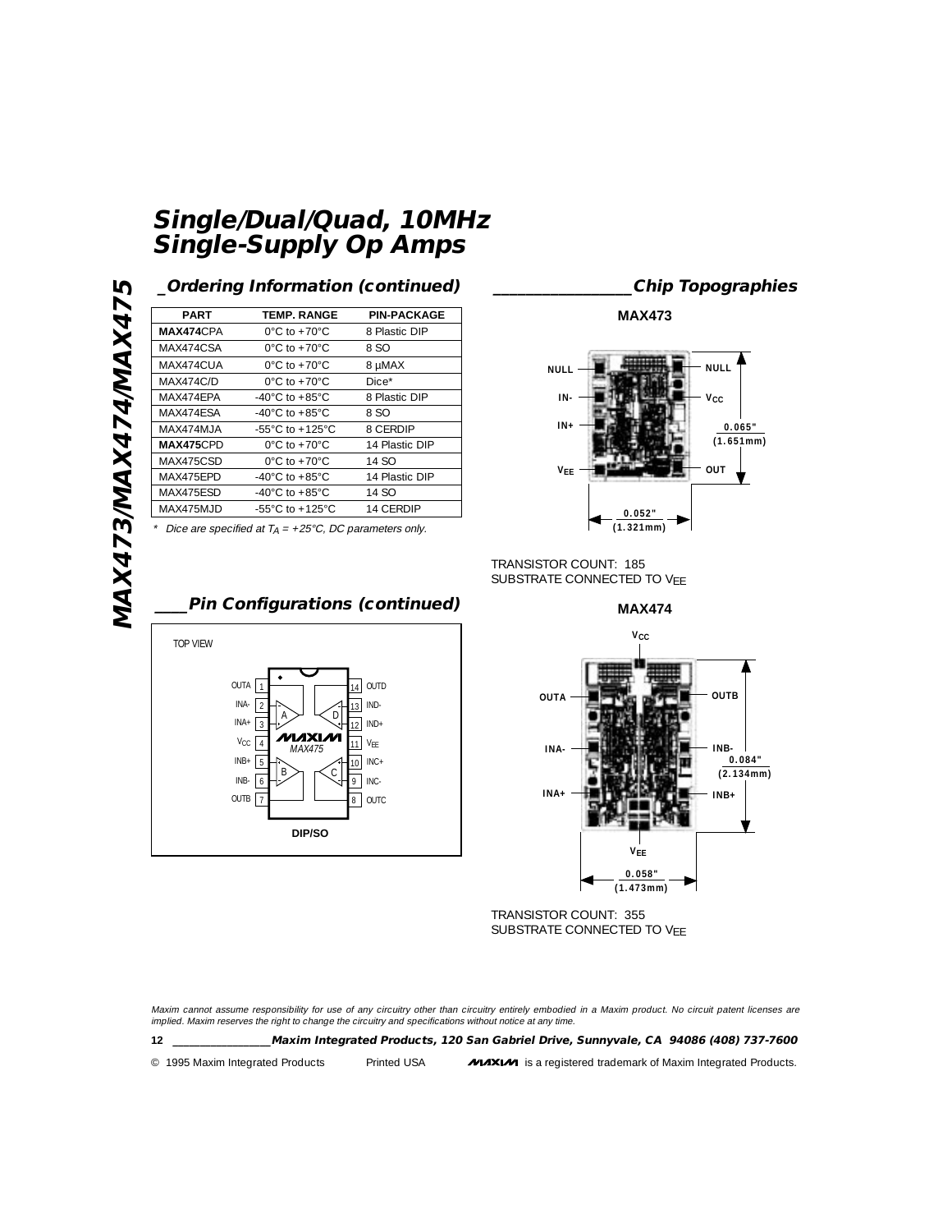## Ordering Information (continued)

| PART | TEMP. RANGE | PIN-PACKAGE |
| --- | --- | --- |
| **MAX474**CPA | 0°C to +70°C | 8 Plastic DIP |
| MAX474CSA | 0°C to +70°C | 8 SO |
| MAX474CUA | 0°C to +70°C | 8 µMAX |
| MAX474C/D | 0°C to +70°C | Dice* |
| MAX474EPA | -40°C to +85°C | 8 Plastic DIP |
| MAX474ESA | -40°C to +85°C | 8 SO |
| MAX474MJA | -55°C to +125°C | 8 CERDIP |
| **MAX475**CPD | 0°C to +70°C | 14 Plastic DIP |
| MAX475CSD | 0°C to +70°C | 14 SO |
| MAX475EPD | -40°C to +85°C | 14 Plastic DIP |
| MAX475ESD | -40°C to +85°C | 14 SO |
| MAX475MJD | -55°C to +125°C | 14 CERDIP |

\* *Dice are specified at $T_A$ = +25°C, DC parameters only.*

## Pin Configurations (continued)

TOP VIEW

OUTA 1
INA- 2
INA+ 3
$V_{CC}$ 4
INB+ 5
INB- 6
OUTB 7
OUTC 8
INC- 9
INC+ 10
$V_{EE}$ 11
IND+ 12
IND- 13
OUTD 14

A
B
C
D
MAXIM
MAX475

DIP/SO

## Chip Topographies

**MAX473**

NULL
IN-
IN+
$V_{EE}$
NULL
$V_{CC}$
OUT
0.065"
(1.651mm)
0.052"
(1.321mm)

TRANSISTOR COUNT: 185
SUBSTRATE CONNECTED TO $V_{EE}$

**MAX474**

$V_{CC}$
OUTA
INA-
INA+
OUTB
INB-
INB+
$V_{EE}$
0.084"
(2.134mm)
0.058"
(1.473mm)

TRANSISTOR COUNT: 355
SUBSTRATE CONNECTED TO $V_{EE}$

*Maxim cannot assume responsibility for use of any circuitry other than circuitry entirely embodied in a Maxim product. No circuit patent licenses are implied. Maxim reserves the right to change the circuitry and specifications without notice at any time.*

***Maxim Integrated Products, 120 San Gabriel Drive, Sunnyvale, CA 94086 (408) 737-7600***

© 1995 Maxim Integrated Products Printed USA MAXIM is a registered trademark of Maxim Integrated Products.